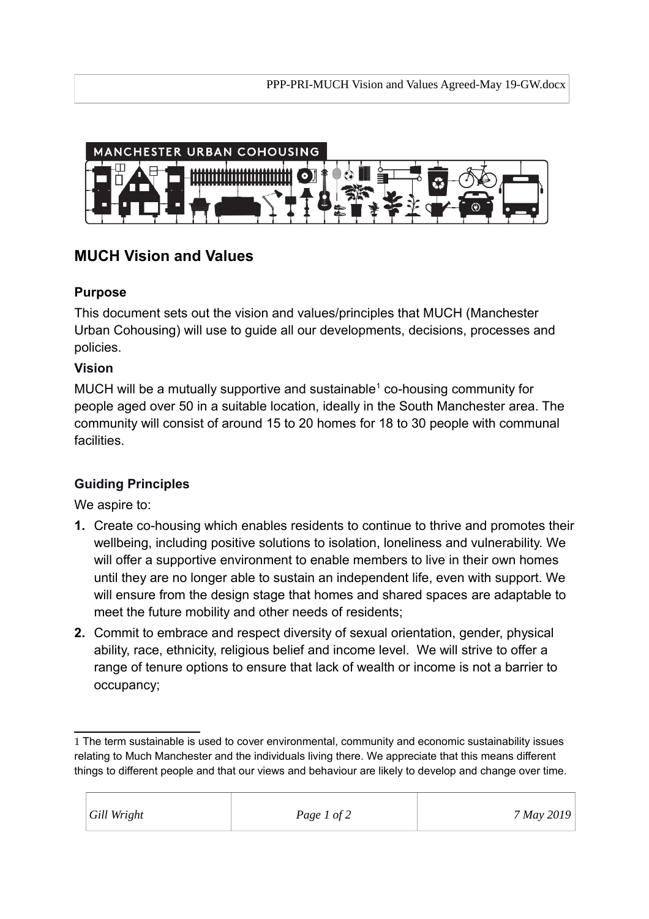# MUCH Vision and Values

### Purpose

This document sets out the vision and values/principles that MUCH (Manchester Urban Cohousing) will use to guide all our developments, decisions, processes and policies.

### Vision

MUCH will be a mutually supportive and sustainable[1] co-housing community for people aged over 50 in a suitable location, ideally in the South Manchester area. The community will consist of around 15 to 20 homes for 18 to 30 people with communal facilities.

### Guiding Principles

We aspire to:

1. Create co-housing which enables residents to continue to thrive and promotes their wellbeing, including positive solutions to isolation, loneliness and vulnerability. We will offer a supportive environment to enable members to live in their own homes until they are no longer able to sustain an independent life, even with support. We will ensure from the design stage that homes and shared spaces are adaptable to meet the future mobility and other needs of residents;
2. Commit to embrace and respect diversity of sexual orientation, gender, physical ability, race, ethnicity, religious belief and income level. We will strive to offer a range of tenure options to ensure that lack of wealth or income is not a barrier to occupancy;

---

[1] The term sustainable is used to cover environmental, community and economic sustainability issues relating to Much Manchester and the individuals living there. We appreciate that this means different things to different people and that our views and behaviour are likely to develop and change over time.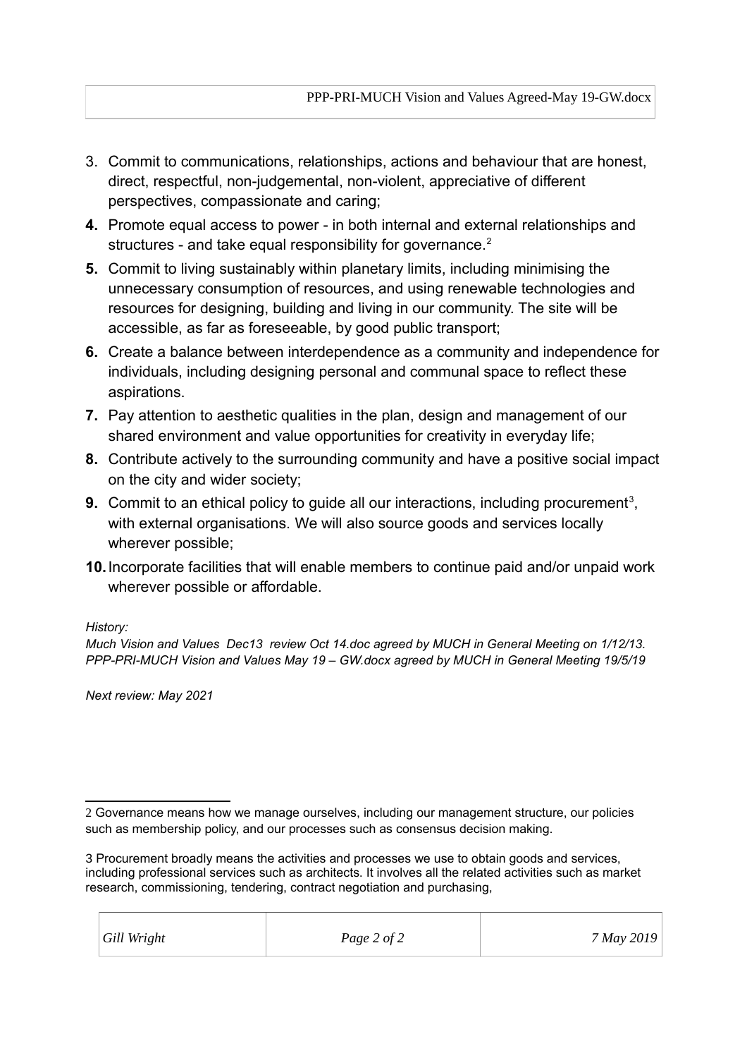3. Commit to communications, relationships, actions and behaviour that are honest, direct, respectful, non-judgemental, non-violent, appreciative of different perspectives, compassionate and caring;
4. Promote equal access to power - in both internal and external relationships and structures - and take equal responsibility for governance.[2]
5. Commit to living sustainably within planetary limits, including minimising the unnecessary consumption of resources, and using renewable technologies and resources for designing, building and living in our community. The site will be accessible, as far as foreseeable, by good public transport;
6. Create a balance between interdependence as a community and independence for individuals, including designing personal and communal space to reflect these aspirations.
7. Pay attention to aesthetic qualities in the plan, design and management of our shared environment and value opportunities for creativity in everyday life;
8. Contribute actively to the surrounding community and have a positive social impact on the city and wider society;
9. Commit to an ethical policy to guide all our interactions, including procurement[3], with external organisations. We will also source goods and services locally wherever possible;
10. Incorporate facilities that will enable members to continue paid and/or unpaid work wherever possible or affordable.

*History:*
*Much Vision and Values Dec13 review Oct 14.doc agreed by MUCH in General Meeting on 1/12/13.*
*PPP-PRI-MUCH Vision and Values May 19 – GW.docx agreed by MUCH in General Meeting 19/5/19*

*Next review: May 2021*

---

2 Governance means how we manage ourselves, including our management structure, our policies such as membership policy, and our processes such as consensus decision making.

3 Procurement broadly means the activities and processes we use to obtain goods and services, including professional services such as architects. It involves all the related activities such as market research, commissioning, tendering, contract negotiation and purchasing,